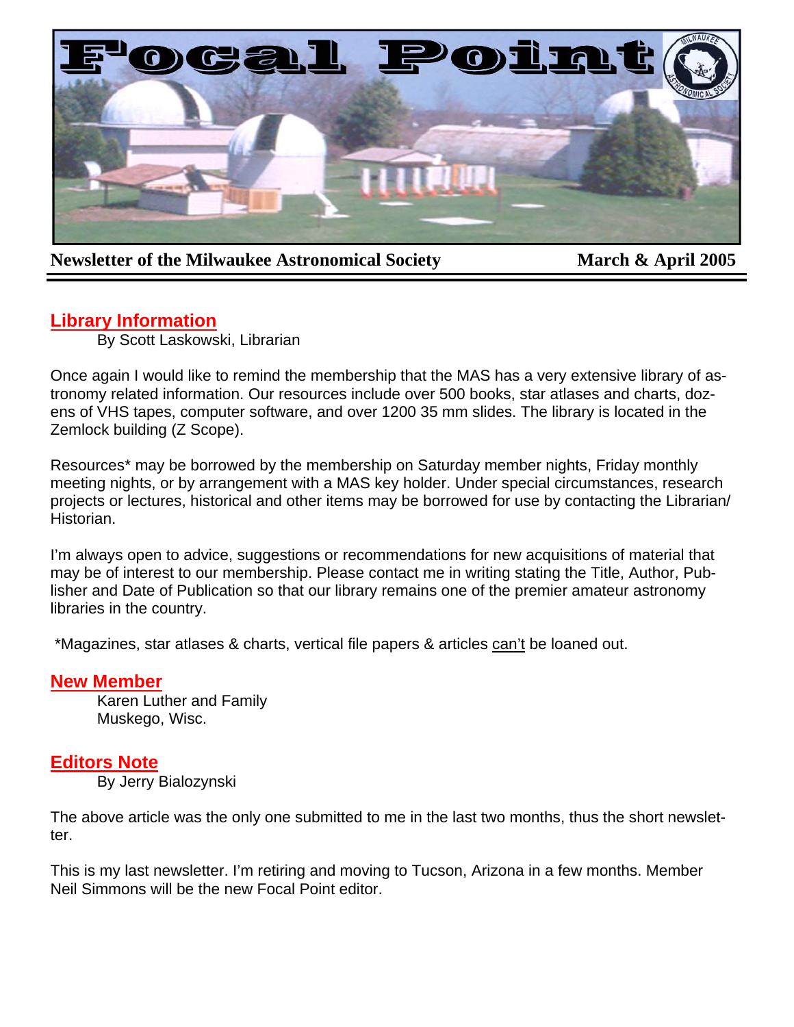# Focal Point

**Newsletter of the Milwaukee Astronomical Society** **March & April 2005**

## Library Information

By Scott Laskowski, Librarian

Once again I would like to remind the membership that the MAS has a very extensive library of astronomy related information. Our resources include over 500 books, star atlases and charts, dozens of VHS tapes, computer software, and over 1200 35 mm slides. The library is located in the Zemlock building (Z Scope).

Resources* may be borrowed by the membership on Saturday member nights, Friday monthly meeting nights, or by arrangement with a MAS key holder. Under special circumstances, research projects or lectures, historical and other items may be borrowed for use by contacting the Librarian/ Historian.

I'm always open to advice, suggestions or recommendations for new acquisitions of material that may be of interest to our membership. Please contact me in writing stating the Title, Author, Publisher and Date of Publication so that our library remains one of the premier amateur astronomy libraries in the country.

*Magazines, star atlases & charts, vertical file papers & articles can't be loaned out.

## New Member

Karen Luther and Family
Muskego, Wisc.

## Editors Note

By Jerry Bialozynski

The above article was the only one submitted to me in the last two months, thus the short newsletter.

This is my last newsletter. I'm retiring and moving to Tucson, Arizona in a few months. Member Neil Simmons will be the new Focal Point editor.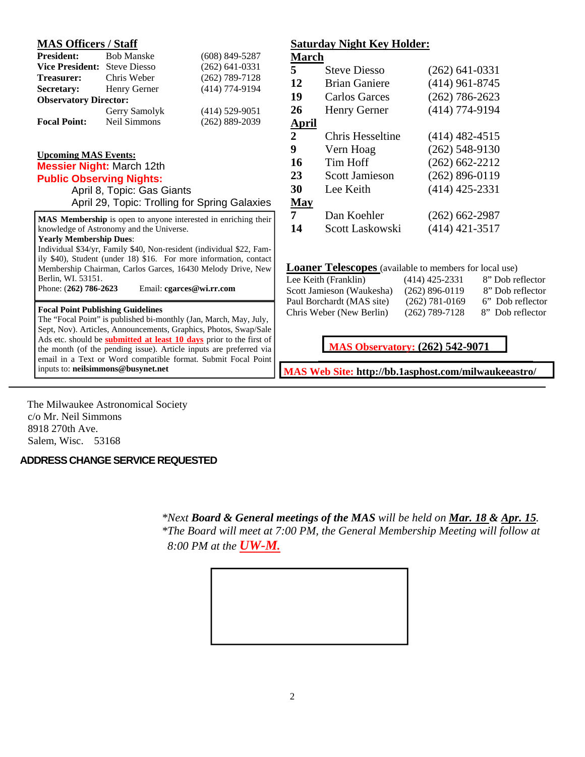## MAS Officers / Staff

| | | |
|---|---|---|
| **President:** | Bob Manske | (608) 849-5287 |
| **Vice President:** | Steve Diesso | (262) 641-0331 |
| **Treasurer:** | Chris Weber | (262) 789-7128 |
| **Secretary:** | Henry Gerner | (414) 774-9194 |
| **Observatory Director:** | | |
| | Gerry Samolyk | (414) 529-9051 |
| **Focal Point:** | Neil Simmons | (262) 889-2039 |

**Upcoming MAS Events:**

**Messier Night:** March 12th

**Public Observing Nights:**

April 8, Topic: Gas Giants

April 29, Topic: Trolling for Spring Galaxies

**MAS Membership** is open to anyone interested in enriching their knowledge of Astronomy and the Universe.

**Yearly Membership Dues**:

Individual $34/yr, Family $40, Non-resident (individual $22, Family $40), Student (under 18) $16. For more information, contact Membership Chairman, Carlos Garces, 16430 Melody Drive, New Berlin, WI. 53151.

Phone: **(262) 786-2623** Email: **cgarces@wi.rr.com**

**Focal Point Publishing Guidelines**

The "Focal Point" is published bi-monthly (Jan, March, May, July, Sept, Nov). Articles, Announcements, Graphics, Photos, Swap/Sale Ads etc. should be **submitted at least 10 days** prior to the first of the month (of the pending issue). Article inputs are preferred via email in a Text or Word compatible format. Submit Focal Point inputs to: **neilsimmons@busynet.net**

## Saturday Night Key Holder:

| | | |
|---|---|---|
| **March** | | |
| **5** | Steve Diesso | (262) 641-0331 |
| **12** | Brian Ganiere | (414) 961-8745 |
| **19** | Carlos Garces | (262) 786-2623 |
| **26** | Henry Gerner | (414) 774-9194 |
| **April** | | |
| **2** | Chris Hesseltine | (414) 482-4515 |
| **9** | Vern Hoag | (262) 548-9130 |
| **16** | Tim Hoff | (262) 662-2212 |
| **23** | Scott Jamieson | (262) 896-0119 |
| **30** | Lee Keith | (414) 425-2331 |
| **May** | | |
| **7** | Dan Koehler | (262) 662-2987 |
| **14** | Scott Laskowski | (414) 421-3517 |

**Loaner Telescopes** (available to members for local use)

| | | |
|---|---|---|
| Lee Keith (Franklin) | (414) 425-2331 | 8" Dob reflector |
| Scott Jamieson (Waukesha) | (262) 896-0119 | 8" Dob reflector |
| Paul Borchardt (MAS site) | (262) 781-0169 | 6" Dob reflector |
| Chris Weber (New Berlin) | (262) 789-7128 | 8" Dob reflector |

**MAS Observatory: (262) 542-9071**

**MAS Web Site: http://bb.1asphost.com/milwaukeeastro/**

The Milwaukee Astronomical Society
c/o Mr. Neil Simmons
8918 270th Ave.
Salem, Wisc. 53168

**ADDRESS CHANGE SERVICE REQUESTED**

*\*Next **Board & General meetings of the MAS** will be held on **Mar. 18 & Apr. 15**.*
*\*The Board will meet at 7:00 PM, the General Membership Meeting will follow at 8:00 PM at the **UW-M.***